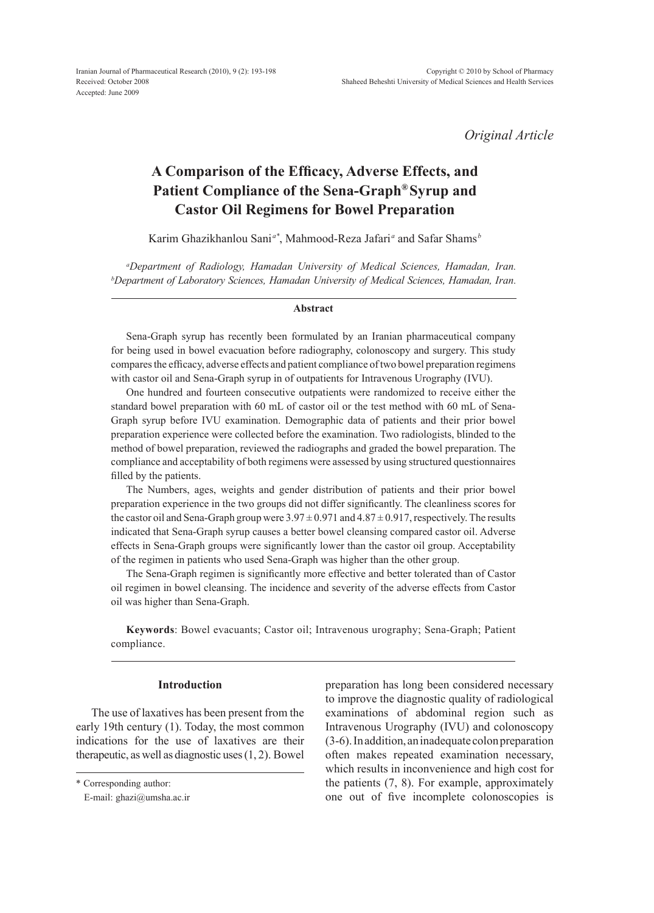Received: October 2008
Accepted: June 2009

*Original Article*

# A Comparison of the Efficacy, Adverse Effects, and Patient Compliance of the Sena-Graph® Syrup and Castor Oil Regimens for Bowel Preparation

Karim Ghazikhanlou Sani[a*], Mahmood-Reza Jafari[a] and Safar Shams[b]

[a]*Department of Radiology, Hamadan University of Medical Sciences, Hamadan, Iran.*
[b]*Department of Laboratory Sciences, Hamadan University of Medical Sciences, Hamadan, Iran.*

## Abstract

Sena-Graph syrup has recently been formulated by an Iranian pharmaceutical company for being used in bowel evacuation before radiography, colonoscopy and surgery. This study compares the efficacy, adverse effects and patient compliance of two bowel preparation regimens with castor oil and Sena-Graph syrup in of outpatients for Intravenous Urography (IVU).

One hundred and fourteen consecutive outpatients were randomized to receive either the standard bowel preparation with 60 mL of castor oil or the test method with 60 mL of Sena-Graph syrup before IVU examination. Demographic data of patients and their prior bowel preparation experience were collected before the examination. Two radiologists, blinded to the method of bowel preparation, reviewed the radiographs and graded the bowel preparation. The compliance and acceptability of both regimens were assessed by using structured questionnaires filled by the patients.

The Numbers, ages, weights and gender distribution of patients and their prior bowel preparation experience in the two groups did not differ significantly. The cleanliness scores for the castor oil and Sena-Graph group were $3.97 \pm 0.971$ and $4.87 \pm 0.917$, respectively. The results indicated that Sena-Graph syrup causes a better bowel cleansing compared castor oil. Adverse effects in Sena-Graph groups were significantly lower than the castor oil group. Acceptability of the regimen in patients who used Sena-Graph was higher than the other group.

The Sena-Graph regimen is significantly more effective and better tolerated than of Castor oil regimen in bowel cleansing. The incidence and severity of the adverse effects from Castor oil was higher than Sena-Graph.

**Keywords**: Bowel evacuants; Castor oil; Intravenous urography; Sena-Graph; Patient compliance.

## Introduction

The use of laxatives has been present from the early 19th century (1). Today, the most common indications for the use of laxatives are their therapeutic, as well as diagnostic uses (1, 2). Bowel preparation has long been considered necessary to improve the diagnostic quality of radiological examinations of abdominal region such as Intravenous Urography (IVU) and colonoscopy (3-6). In addition, an inadequate colon preparation often makes repeated examination necessary, which results in inconvenience and high cost for the patients (7, 8). For example, approximately one out of five incomplete colonoscopies is

\* Corresponding author:
E-mail: ghazi@umsha.ac.ir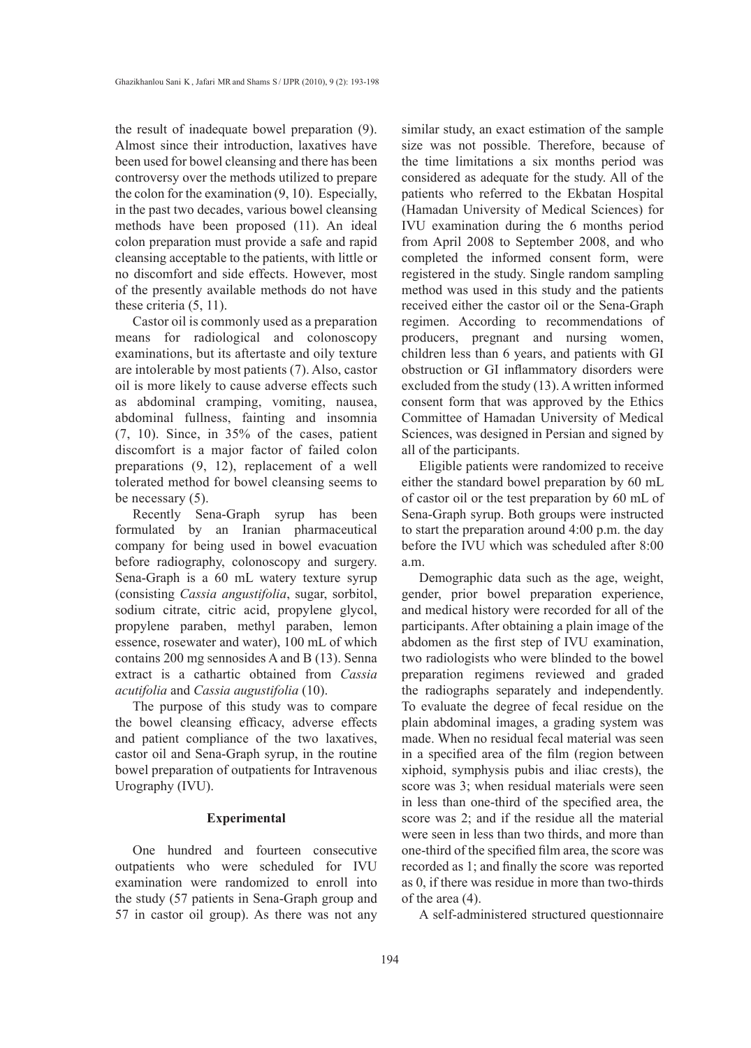the result of inadequate bowel preparation (9). Almost since their introduction, laxatives have been used for bowel cleansing and there has been controversy over the methods utilized to prepare the colon for the examination (9, 10). Especially, in the past two decades, various bowel cleansing methods have been proposed (11). An ideal colon preparation must provide a safe and rapid cleansing acceptable to the patients, with little or no discomfort and side effects. However, most of the presently available methods do not have these criteria (5, 11).

Castor oil is commonly used as a preparation means for radiological and colonoscopy examinations, but its aftertaste and oily texture are intolerable by most patients (7). Also, castor oil is more likely to cause adverse effects such as abdominal cramping, vomiting, nausea, abdominal fullness, fainting and insomnia (7, 10). Since, in 35% of the cases, patient discomfort is a major factor of failed colon preparations (9, 12), replacement of a well tolerated method for bowel cleansing seems to be necessary (5).

Recently Sena-Graph syrup has been formulated by an Iranian pharmaceutical company for being used in bowel evacuation before radiography, colonoscopy and surgery. Sena-Graph is a 60 mL watery texture syrup (consisting *Cassia angustifolia*, sugar, sorbitol, sodium citrate, citric acid, propylene glycol, propylene paraben, methyl paraben, lemon essence, rosewater and water), 100 mL of which contains 200 mg sennosides A and B (13). Senna extract is a cathartic obtained from *Cassia acutifolia* and *Cassia augustifolia* (10).

The purpose of this study was to compare the bowel cleansing efficacy, adverse effects and patient compliance of the two laxatives, castor oil and Sena-Graph syrup, in the routine bowel preparation of outpatients for Intravenous Urography (IVU).

## Experimental

One hundred and fourteen consecutive outpatients who were scheduled for IVU examination were randomized to enroll into the study (57 patients in Sena-Graph group and 57 in castor oil group). As there was not any similar study, an exact estimation of the sample size was not possible. Therefore, because of the time limitations a six months period was considered as adequate for the study. All of the patients who referred to the Ekbatan Hospital (Hamadan University of Medical Sciences) for IVU examination during the 6 months period from April 2008 to September 2008, and who completed the informed consent form, were registered in the study. Single random sampling method was used in this study and the patients received either the castor oil or the Sena-Graph regimen. According to recommendations of producers, pregnant and nursing women, children less than 6 years, and patients with GI obstruction or GI inflammatory disorders were excluded from the study (13). A written informed consent form that was approved by the Ethics Committee of Hamadan University of Medical Sciences, was designed in Persian and signed by all of the participants.

Eligible patients were randomized to receive either the standard bowel preparation by 60 mL of castor oil or the test preparation by 60 mL of Sena-Graph syrup. Both groups were instructed to start the preparation around 4:00 p.m. the day before the IVU which was scheduled after 8:00 a.m.

Demographic data such as the age, weight, gender, prior bowel preparation experience, and medical history were recorded for all of the participants. After obtaining a plain image of the abdomen as the first step of IVU examination, two radiologists who were blinded to the bowel preparation regimens reviewed and graded the radiographs separately and independently. To evaluate the degree of fecal residue on the plain abdominal images, a grading system was made. When no residual fecal material was seen in a specified area of the film (region between xiphoid, symphysis pubis and iliac crests), the score was 3; when residual materials were seen in less than one-third of the specified area, the score was 2; and if the residue all the material were seen in less than two thirds, and more than one-third of the specified film area, the score was recorded as 1; and finally the score was reported as 0, if there was residue in more than two-thirds of the area (4).

A self-administered structured questionnaire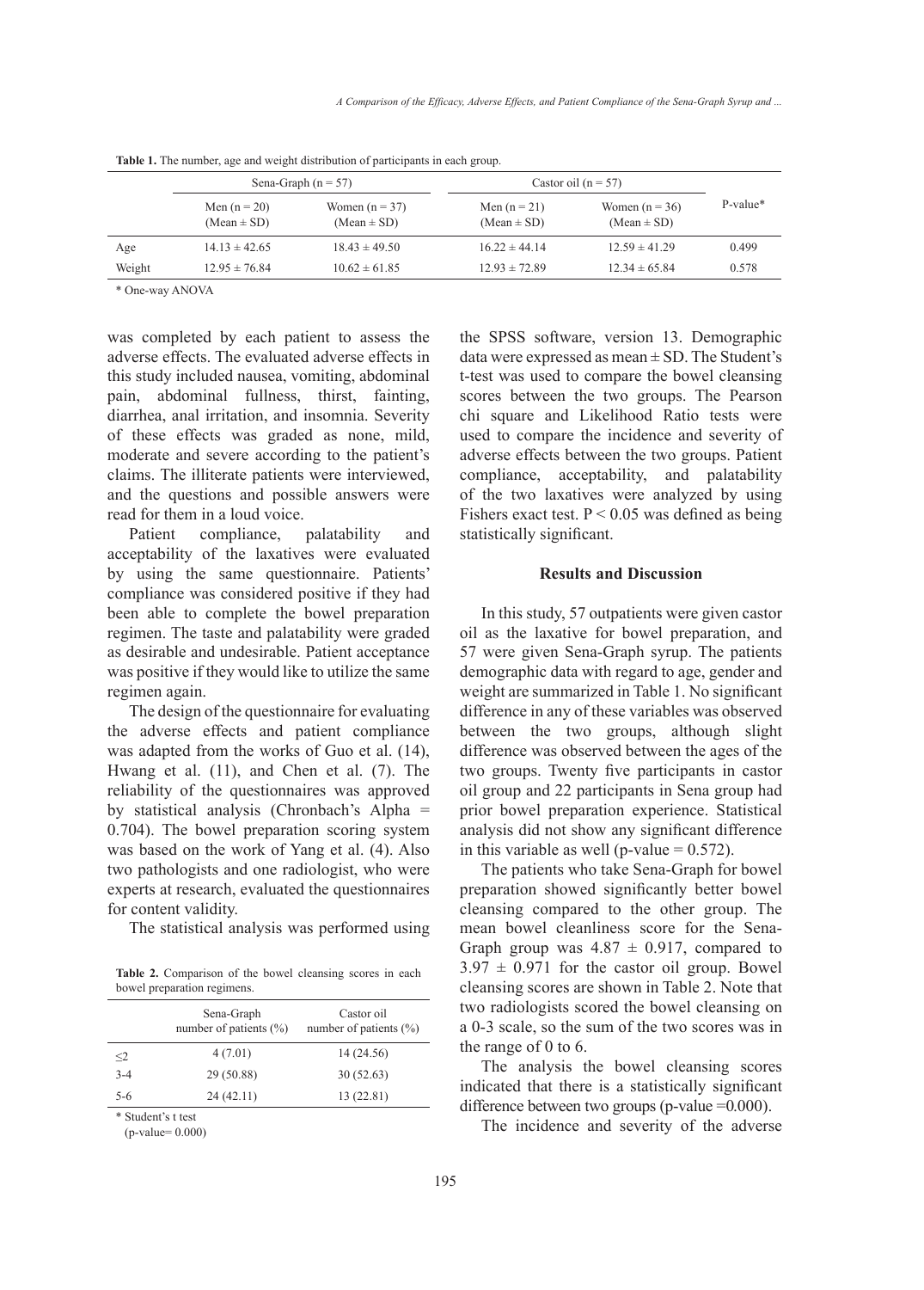**Table 1.** The number, age and weight distribution of participants in each group.

| | Sena-Graph (n = 57) | | Castor oil (n = 57) | | P-value* |
|---|---|---|---|---|---|
| | Men (n = 20) (Mean ± SD) | Women (n = 37) (Mean ± SD) | Men (n = 21) (Mean ± SD) | Women (n = 36) (Mean ± SD) | |
| Age | 14.13 ± 42.65 | 18.43 ± 49.50 | 16.22 ± 44.14 | 12.59 ± 41.29 | 0.499 |
| Weight | 12.95 ± 76.84 | 10.62 ± 61.85 | 12.93 ± 72.89 | 12.34 ± 65.84 | 0.578 |

\* One-way ANOVA

was completed by each patient to assess the adverse effects. The evaluated adverse effects in this study included nausea, vomiting, abdominal pain, abdominal fullness, thirst, fainting, diarrhea, anal irritation, and insomnia. Severity of these effects was graded as none, mild, moderate and severe according to the patient's claims. The illiterate patients were interviewed, and the questions and possible answers were read for them in a loud voice.

Patient compliance, palatability and acceptability of the laxatives were evaluated by using the same questionnaire. Patients' compliance was considered positive if they had been able to complete the bowel preparation regimen. The taste and palatability were graded as desirable and undesirable. Patient acceptance was positive if they would like to utilize the same regimen again.

The design of the questionnaire for evaluating the adverse effects and patient compliance was adapted from the works of Guo et al. (14), Hwang et al. (11), and Chen et al. (7). The reliability of the questionnaires was approved by statistical analysis (Chronbach's Alpha = 0.704). The bowel preparation scoring system was based on the work of Yang et al. (4). Also two pathologists and one radiologist, who were experts at research, evaluated the questionnaires for content validity.

The statistical analysis was performed using the SPSS software, version 13. Demographic data were expressed as mean ± SD. The Student's t-test was used to compare the bowel cleansing scores between the two groups. The Pearson chi square and Likelihood Ratio tests were used to compare the incidence and severity of adverse effects between the two groups. Patient compliance, acceptability, and palatability of the two laxatives were analyzed by using Fishers exact test. $P < 0.05$ was defined as being statistically significant.

**Table 2.** Comparison of the bowel cleansing scores in each bowel preparation regimens.

| | Sena-Graph number of patients (%) | Castor oil number of patients (%) |
|---|---|---|
| ≤2 | 4 (7.01) | 14 (24.56) |
| 3-4 | 29 (50.88) | 30 (52.63) |
| 5-6 | 24 (42.11) | 13 (22.81) |

\* Student's t test
(p-value= 0.000)

## Results and Discussion

In this study, 57 outpatients were given castor oil as the laxative for bowel preparation, and 57 were given Sena-Graph syrup. The patients demographic data with regard to age, gender and weight are summarized in Table 1. No significant difference in any of these variables was observed between the two groups, although slight difference was observed between the ages of the two groups. Twenty five participants in castor oil group and 22 participants in Sena group had prior bowel preparation experience. Statistical analysis did not show any significant difference in this variable as well (p-value = 0.572).

The patients who take Sena-Graph for bowel preparation showed significantly better bowel cleansing compared to the other group. The mean bowel cleanliness score for the Sena-Graph group was 4.87 ± 0.917, compared to 3.97 ± 0.971 for the castor oil group. Bowel cleansing scores are shown in Table 2. Note that two radiologists scored the bowel cleansing on a 0-3 scale, so the sum of the two scores was in the range of 0 to 6.

The analysis the bowel cleansing scores indicated that there is a statistically significant difference between two groups (p-value =0.000).

The incidence and severity of the adverse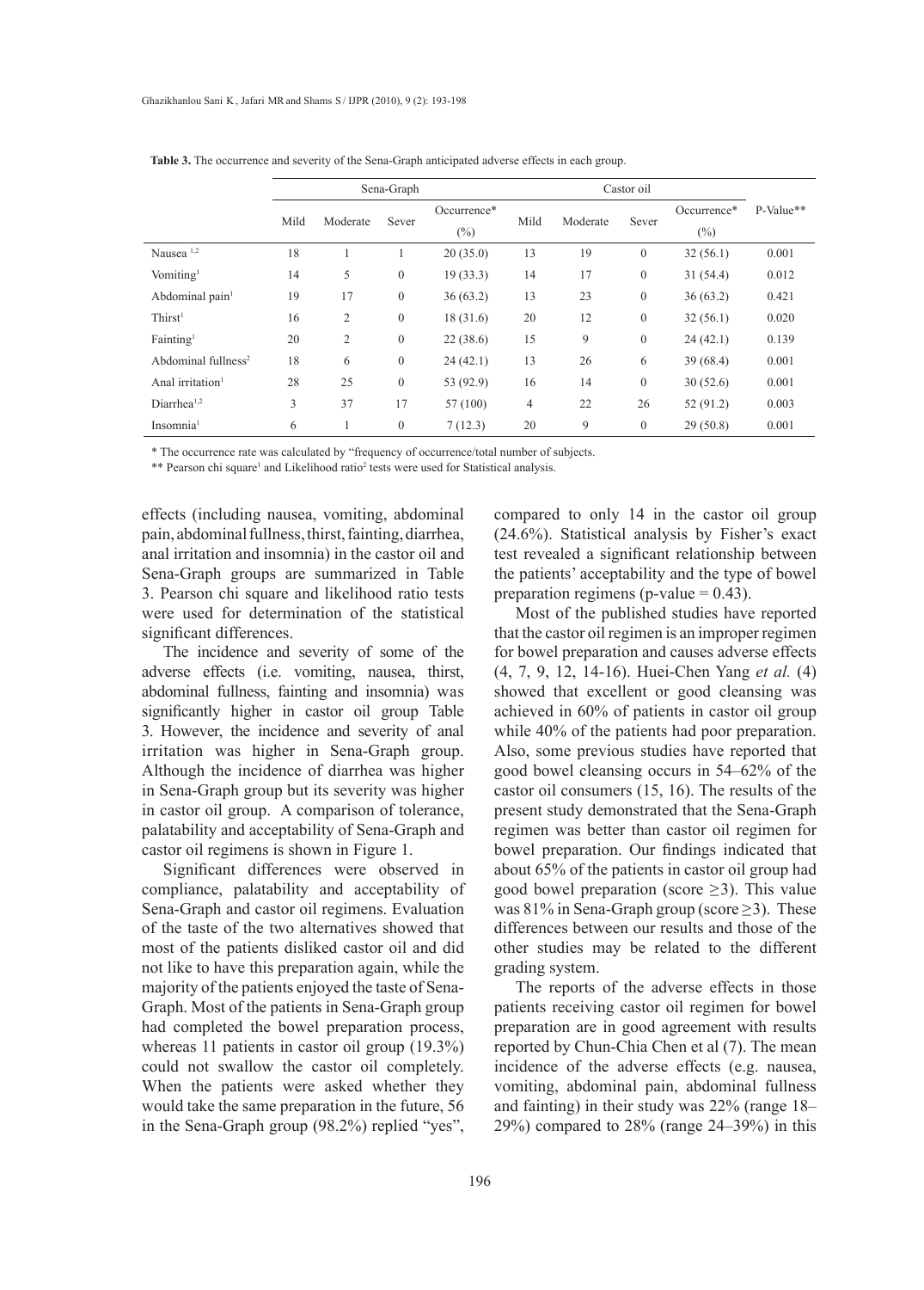**Table 3.** The occurrence and severity of the Sena-Graph anticipated adverse effects in each group.

| | Sena-Graph | | | | Castor oil | | | | P-Value** |
|---|---|---|---|---|---|---|---|---|---|
| | Mild | Moderate | Sever | Occurrence* (%) | Mild | Moderate | Sever | Occurrence* (%) | |
| Nausea [1,2] | 18 | 1 | 1 | 20 (35.0) | 13 | 19 | 0 | 32 (56.1) | 0.001 |
| Vomiting[1] | 14 | 5 | 0 | 19 (33.3) | 14 | 17 | 0 | 31 (54.4) | 0.012 |
| Abdominal pain[1] | 19 | 17 | 0 | 36 (63.2) | 13 | 23 | 0 | 36 (63.2) | 0.421 |
| Thirst[1] | 16 | 2 | 0 | 18 (31.6) | 20 | 12 | 0 | 32 (56.1) | 0.020 |
| Fainting[1] | 20 | 2 | 0 | 22 (38.6) | 15 | 9 | 0 | 24 (42.1) | 0.139 |
| Abdominal fullness[2] | 18 | 6 | 0 | 24 (42.1) | 13 | 26 | 6 | 39 (68.4) | 0.001 |
| Anal irritation[1] | 28 | 25 | 0 | 53 (92.9) | 16 | 14 | 0 | 30 (52.6) | 0.001 |
| Diarrhea[1,2] | 3 | 37 | 17 | 57 (100) | 4 | 22 | 26 | 52 (91.2) | 0.003 |
| Insomnia[1] | 6 | 1 | 0 | 7 (12.3) | 20 | 9 | 0 | 29 (50.8) | 0.001 |

* The occurrence rate was calculated by "frequency of occurrence/total number of subjects.

** Pearson chi square[1] and Likelihood ratio[2] tests were used for Statistical analysis.

effects (including nausea, vomiting, abdominal pain, abdominal fullness, thirst, fainting, diarrhea, anal irritation and insomnia) in the castor oil and Sena-Graph groups are summarized in Table 3. Pearson chi square and likelihood ratio tests were used for determination of the statistical significant differences.

The incidence and severity of some of the adverse effects (i.e. vomiting, nausea, thirst, abdominal fullness, fainting and insomnia) was significantly higher in castor oil group Table 3. However, the incidence and severity of anal irritation was higher in Sena-Graph group. Although the incidence of diarrhea was higher in Sena-Graph group but its severity was higher in castor oil group. A comparison of tolerance, palatability and acceptability of Sena-Graph and castor oil regimens is shown in Figure 1.

Significant differences were observed in compliance, palatability and acceptability of Sena-Graph and castor oil regimens. Evaluation of the taste of the two alternatives showed that most of the patients disliked castor oil and did not like to have this preparation again, while the majority of the patients enjoyed the taste of Sena-Graph. Most of the patients in Sena-Graph group had completed the bowel preparation process, whereas 11 patients in castor oil group (19.3%) could not swallow the castor oil completely. When the patients were asked whether they would take the same preparation in the future, 56 in the Sena-Graph group (98.2%) replied "yes", compared to only 14 in the castor oil group (24.6%). Statistical analysis by Fisher's exact test revealed a significant relationship between the patients' acceptability and the type of bowel preparation regimens (p-value = 0.43).

Most of the published studies have reported that the castor oil regimen is an improper regimen for bowel preparation and causes adverse effects (4, 7, 9, 12, 14-16). Huei-Chen Yang *et al.* (4) showed that excellent or good cleansing was achieved in 60% of patients in castor oil group while 40% of the patients had poor preparation. Also, some previous studies have reported that good bowel cleansing occurs in 54–62% of the castor oil consumers (15, 16). The results of the present study demonstrated that the Sena-Graph regimen was better than castor oil regimen for bowel preparation. Our findings indicated that about 65% of the patients in castor oil group had good bowel preparation (score $\geq 3$). This value was 81% in Sena-Graph group (score $\geq 3$). These differences between our results and those of the other studies may be related to the different grading system.

The reports of the adverse effects in those patients receiving castor oil regimen for bowel preparation are in good agreement with results reported by Chun-Chia Chen et al (7). The mean incidence of the adverse effects (e.g. nausea, vomiting, abdominal pain, abdominal fullness and fainting) in their study was 22% (range 18–29%) compared to 28% (range 24–39%) in this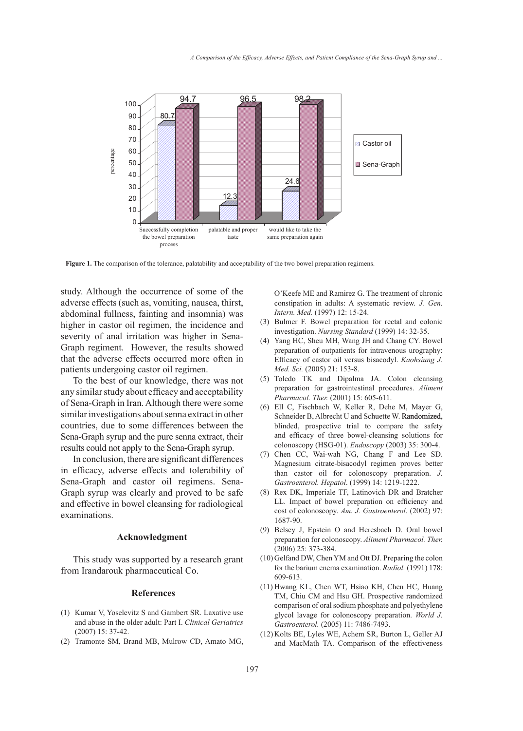**Figure 1.** The comparison of the tolerance, palatability and acceptability of the two bowel preparation regimens.

study. Although the occurrence of some of the adverse effects (such as, vomiting, nausea, thirst, abdominal fullness, fainting and insomnia) was higher in castor oil regimen, the incidence and severity of anal irritation was higher in Sena-Graph regiment. However, the results showed that the adverse effects occurred more often in patients undergoing castor oil regimen.

To the best of our knowledge, there was not any similar study about efficacy and acceptability of Sena-Graph in Iran. Although there were some similar investigations about senna extract in other countries, due to some differences between the Sena-Graph syrup and the pure senna extract, their results could not apply to the Sena-Graph syrup.

In conclusion, there are significant differences in efficacy, adverse effects and tolerability of Sena-Graph and castor oil regimens. Sena-Graph syrup was clearly and proved to be safe and effective in bowel cleansing for radiological examinations.

## Acknowledgment

This study was supported by a research grant from Irandarouk pharmaceutical Co.

## References

(1) Kumar V, Yoselevitz S and Gambert SR. Laxative use and abuse in the older adult: Part I. *Clinical Geriatrics* (2007) 15: 37-42.

(2) Tramonte SM, Brand MB, Mulrow CD, Amato MG, O'Keefe ME and Ramirez G. The treatment of chronic constipation in adults: A systematic review. *J. Gen. Intern. Med.* (1997) 12: 15-24.

(3) Bulmer F. Bowel preparation for rectal and colonic investigation. *Nursing Standard* (1999) 14: 32-35.

(4) Yang HC, Sheu MH, Wang JH and Chang CY. Bowel preparation of outpatients for intravenous urography: Efficacy of castor oil versus bisacodyl. *Kaohsiung J. Med. Sci.* (2005) 21: 153-8.

(5) Toledo TK and Dipalma JA. Colon cleansing preparation for gastrointestinal procedures. *Aliment Pharmacol. Ther.* (2001) 15: 605-611.

(6) Ell C, Fischbach W, Keller R, Dehe M, Mayer G, Schneider B, Albrecht U and Schuette W. Randomized, blinded, prospective trial to compare the safety and efficacy of three bowel-cleansing solutions for colonoscopy (HSG-01). *Endoscopy* (2003) 35: 300-4.

(7) Chen CC, Wai-wah NG, Chang F and Lee SD. Magnesium citrate-bisacodyl regimen proves better than castor oil for colonoscopy preparation. *J. Gastroenterol. Hepatol*. (1999) 14: 1219-1222.

(8) Rex DK, Imperiale TF, Latinovich DR and Bratcher LL. Impact of bowel preparation on efficiency and cost of colonoscopy. *Am. J. Gastroenterol*. (2002) 97: 1687-90.

(9) Belsey J, Epstein O and Heresbach D. Oral bowel preparation for colonoscopy. *Aliment Pharmacol. Ther.* (2006) 25: 373-384.

(10) Gelfand DW, Chen YM and Ott DJ. Preparing the colon for the barium enema examination. *Radiol.* (1991) 178: 609-613.

(11) Hwang KL, Chen WT, Hsiao KH, Chen HC, Huang TM, Chiu CM and Hsu GH. Prospective randomized comparison of oral sodium phosphate and polyethylene glycol lavage for colonoscopy preparation. *World J. Gastroenterol.* (2005) 11: 7486-7493.

(12) Kolts BE, Lyles WE, Achem SR, Burton L, Geller AJ and MacMath TA. Comparison of the effectiveness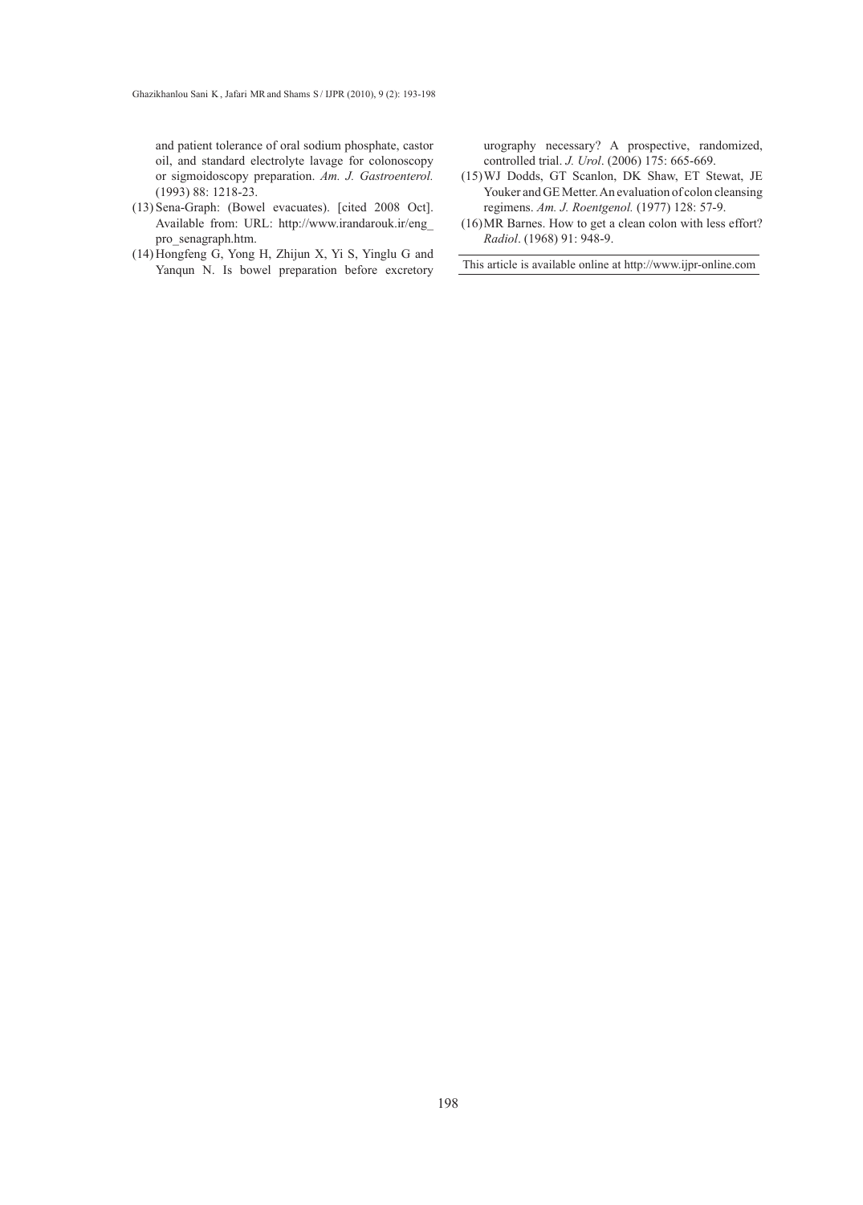and patient tolerance of oral sodium phosphate, castor oil, and standard electrolyte lavage for colonoscopy or sigmoidoscopy preparation. *Am. J. Gastroenterol.* (1993) 88: 1218-23.

(13) Sena-Graph: (Bowel evacuates). [cited 2008 Oct]. Available from: URL: http://www.irandarouk.ir/eng_pro_senagraph.htm.

(14) Hongfeng G, Yong H, Zhijun X, Yi S, Yinglu G and Yanqun N. Is bowel preparation before excretory urography necessary? A prospective, randomized, controlled trial. *J. Urol*. (2006) 175: 665-669.

(15) WJ Dodds, GT Scanlon, DK Shaw, ET Stewat, JE Youker and GE Metter. An evaluation of colon cleansing regimens. *Am. J. Roentgenol.* (1977) 128: 57-9.

(16) MR Barnes. How to get a clean colon with less effort? *Radiol*. (1968) 91: 948-9.

This article is available online at http://www.ijpr-online.com